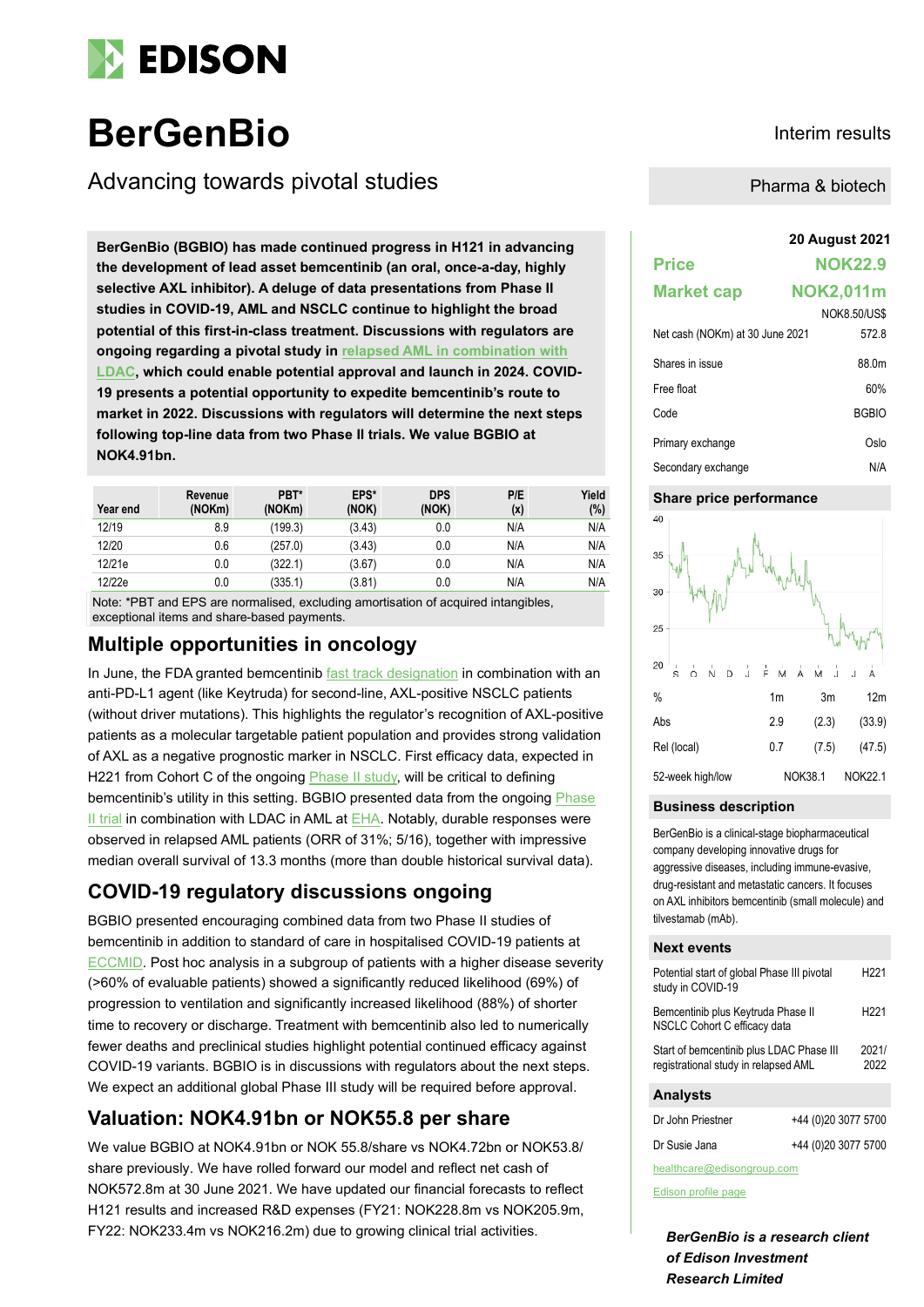# BerGenBio

## Advancing towards pivotal studies

Interim results

Pharma & biotech

**BerGenBio (BGBIO) has made continued progress in H121 in advancing the development of lead asset bemcentinib (an oral, once-a-day, highly selective AXL inhibitor). A deluge of data presentations from Phase II studies in COVID-19, AML and NSCLC continue to highlight the broad potential of this first-in-class treatment. Discussions with regulators are ongoing regarding a pivotal study in relapsed AML in combination with LDAC, which could enable potential approval and launch in 2024. COVID-19 presents a potential opportunity to expedite bemcentinib's route to market in 2022. Discussions with regulators will determine the next steps following top-line data from two Phase II trials. We value BGBIO at NOK4.91bn.**

| Year end | Revenue (NOKm) | PBT* (NOKm) | EPS* (NOK) | DPS (NOK) | P/E (x) | Yield (%) |
|---|---|---|---|---|---|---|
| 12/19 | 8.9 | (199.3) | (3.43) | 0.0 | N/A | N/A |
| 12/20 | 0.6 | (257.0) | (3.43) | 0.0 | N/A | N/A |
| 12/21e | 0.0 | (322.1) | (3.67) | 0.0 | N/A | N/A |
| 12/22e | 0.0 | (335.1) | (3.81) | 0.0 | N/A | N/A |

Note: *PBT and EPS are normalised, excluding amortisation of acquired intangibles, exceptional items and share-based payments.

## Multiple opportunities in oncology

In June, the FDA granted bemcentinib fast track designation in combination with an anti-PD-L1 agent (like Keytruda) for second-line, AXL-positive NSCLC patients (without driver mutations). This highlights the regulator's recognition of AXL-positive patients as a molecular targetable patient population and provides strong validation of AXL as a negative prognostic marker in NSCLC. First efficacy data, expected in H221 from Cohort C of the ongoing Phase II study, will be critical to defining bemcentinib's utility in this setting. BGBIO presented data from the ongoing Phase II trial in combination with LDAC in AML at EHA. Notably, durable responses were observed in relapsed AML patients (ORR of 31%; 5/16), together with impressive median overall survival of 13.3 months (more than double historical survival data).

## COVID-19 regulatory discussions ongoing

BGBIO presented encouraging combined data from two Phase II studies of bemcentinib in addition to standard of care in hospitalised COVID-19 patients at ECCMID. Post hoc analysis in a subgroup of patients with a higher disease severity (>60% of evaluable patients) showed a significantly reduced likelihood (69%) of progression to ventilation and significantly increased likelihood (88%) of shorter time to recovery or discharge. Treatment with bemcentinib also led to numerically fewer deaths and preclinical studies highlight potential continued efficacy against COVID-19 variants. BGBIO is in discussions with regulators about the next steps. We expect an additional global Phase III study will be required before approval.

## Valuation: NOK4.91bn or NOK55.8 per share

We value BGBIO at NOK4.91bn or NOK 55.8/share vs NOK4.72bn or NOK53.8/share previously. We have rolled forward our model and reflect net cash of NOK572.8m at 30 June 2021. We have updated our financial forecasts to reflect H121 results and increased R&D expenses (FY21: NOK228.8m vs NOK205.9m, FY22: NOK233.4m vs NOK216.2m) due to growing clinical trial activities.

| 20 August 2021 | |
|---|---|
| **Price** | **NOK22.9** |
| **Market cap** | **NOK2,011m** |
| | NOK8.50/US$ |
| Net cash (NOKm) at 30 June 2021 | 572.8 |
| Shares in issue | 88.0m |
| Free float | 60% |
| Code | BGBIO |
| Primary exchange | Oslo |
| Secondary exchange | N/A |

### Share price performance

| % | 1m | 3m | 12m |
|---|---|---|---|
| Abs | 2.9 | (2.3) | (33.9) |
| Rel (local) | 0.7 | (7.5) | (47.5) |
| 52-week high/low | | NOK38.1 | NOK22.1 |

### Business description

BerGenBio is a clinical-stage biopharmaceutical company developing innovative drugs for aggressive diseases, including immune-evasive, drug-resistant and metastatic cancers. It focuses on AXL inhibitors bemcentinib (small molecule) and tilvestamab (mAb).

### Next events

| | |
|---|---|
| Potential start of global Phase III pivotal study in COVID-19 | H221 |
| Bemcentinib plus Keytruda Phase II NSCLC Cohort C efficacy data | H221 |
| Start of bemcentinib plus LDAC Phase III registrational study in relapsed AML | 2021/2022 |

### Analysts

| | |
|---|---|
| Dr John Priestner | +44 (0)20 3077 5700 |
| Dr Susie Jana | +44 (0)20 3077 5700 |

healthcare@edisongroup.com

Edison profile page

***BerGenBio is a research client of Edison Investment Research Limited***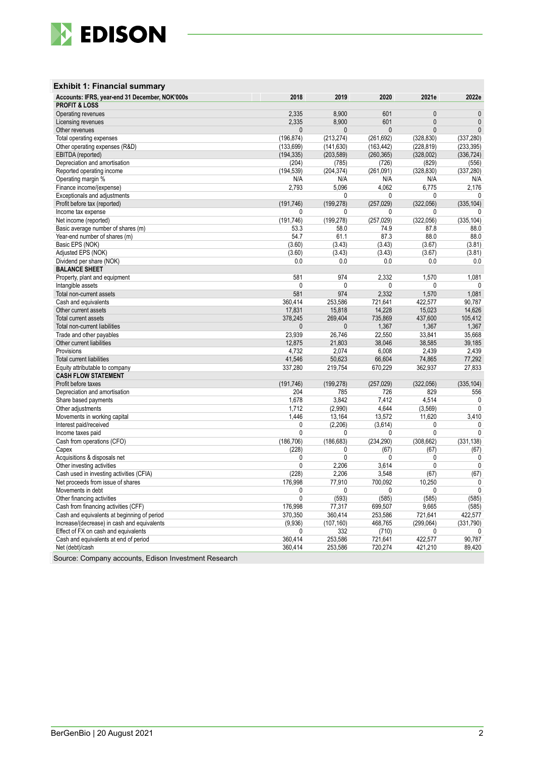### Exhibit 1: Financial summary

| Accounts: IFRS, year-end 31 December, NOK'000s | 2018 | 2019 | 2020 | 2021e | 2022e |
|---|---|---|---|---|---|
| **PROFIT & LOSS** | | | | | |
| Operating revenues | 2,335 | 8,900 | 601 | 0 | 0 |
| Licensing revenues | 2,335 | 8,900 | 601 | 0 | 0 |
| Other revenues | 0 | 0 | 0 | 0 | 0 |
| Total operating expenses | (196,874) | (213,274) | (261,692) | (328,830) | (337,280) |
| Other operating expenses (R&D) | (133,699) | (141,630) | (163,442) | (228,819) | (233,395) |
| EBITDA (reported) | (194,335) | (203,589) | (260,365) | (328,002) | (336,724) |
| Depreciation and amortisation | (204) | (785) | (726) | (829) | (556) |
| Reported operating income | (194,539) | (204,374) | (261,091) | (328,830) | (337,280) |
| Operating margin % | N/A | N/A | N/A | N/A | N/A |
| Finance income/(expense) | 2,793 | 5,096 | 4,062 | 6,775 | 2,176 |
| Exceptionals and adjustments | | 0 | 0 | 0 | 0 |
| Profit before tax (reported) | (191,746) | (199,278) | (257,029) | (322,056) | (335,104) |
| Income tax expense | 0 | 0 | 0 | 0 | 0 |
| Net income (reported) | (191,746) | (199,278) | (257,029) | (322,056) | (335,104) |
| Basic average number of shares (m) | 53.3 | 58.0 | 74.9 | 87.8 | 88.0 |
| Year-end number of shares (m) | 54.7 | 61.1 | 87.3 | 88.0 | 88.0 |
| Basic EPS (NOK) | (3.60) | (3.43) | (3.43) | (3.67) | (3.81) |
| Adjusted EPS (NOK) | (3.60) | (3.43) | (3.43) | (3.67) | (3.81) |
| Dividend per share (NOK) | 0.0 | 0.0 | 0.0 | 0.0 | 0.0 |
| **BALANCE SHEET** | | | | | |
| Property, plant and equipment | 581 | 974 | 2,332 | 1,570 | 1,081 |
| Intangible assets | 0 | 0 | 0 | 0 | 0 |
| Total non-current assets | 581 | 974 | 2,332 | 1,570 | 1,081 |
| Cash and equivalents | 360,414 | 253,586 | 721,641 | 422,577 | 90,787 |
| Other current assets | 17,831 | 15,818 | 14,228 | 15,023 | 14,626 |
| Total current assets | 378,245 | 269,404 | 735,869 | 437,600 | 105,412 |
| Total non-current liabilities | 0 | 0 | 1,367 | 1,367 | 1,367 |
| Trade and other payables | 23,939 | 26,746 | 22,550 | 33,841 | 35,668 |
| Other current liabilities | 12,875 | 21,803 | 38,046 | 38,585 | 39,185 |
| Provisions | 4,732 | 2,074 | 6,008 | 2,439 | 2,439 |
| Total current liabilities | 41,546 | 50,623 | 66,604 | 74,865 | 77,292 |
| Equity attributable to company | 337,280 | 219,754 | 670,229 | 362,937 | 27,833 |
| **CASH FLOW STATEMENT** | | | | | |
| Profit before taxes | (191,746) | (199,278) | (257,029) | (322,056) | (335,104) |
| Depreciation and amortisation | 204 | 785 | 726 | 829 | 556 |
| Share based payments | 1,678 | 3,842 | 7,412 | 4,514 | 0 |
| Other adjustments | 1,712 | (2,990) | 4,644 | (3,569) | 0 |
| Movements in working capital | 1,446 | 13,164 | 13,572 | 11,620 | 3,410 |
| Interest paid/received | 0 | (2,206) | (3,614) | 0 | 0 |
| Income taxes paid | 0 | 0 | 0 | 0 | 0 |
| Cash from operations (CFO) | (186,706) | (186,683) | (234,290) | (308,662) | (331,138) |
| Capex | (228) | 0 | (67) | (67) | (67) |
| Acquisitions & disposals net | 0 | 0 | 0 | 0 | 0 |
| Other investing activities | 0 | 2,206 | 3,614 | 0 | 0 |
| Cash used in investing activities (CFIA) | (228) | 2,206 | 3,548 | (67) | (67) |
| Net proceeds from issue of shares | 176,998 | 77,910 | 700,092 | 10,250 | 0 |
| Movements in debt | 0 | 0 | 0 | 0 | 0 |
| Other financing activities | 0 | (593) | (585) | (585) | (585) |
| Cash from financing activities (CFF) | 176,998 | 77,317 | 699,507 | 9,665 | (585) |
| Cash and equivalents at beginning of period | 370,350 | 360,414 | 253,586 | 721,641 | 422,577 |
| Increase/(decrease) in cash and equivalents | (9,936) | (107,160) | 468,765 | (299,064) | (331,790) |
| Effect of FX on cash and equivalents | 0 | 332 | (710) | 0 | 0 |
| Cash and equivalents at end of period | 360,414 | 253,586 | 721,641 | 422,577 | 90,787 |
| Net (debt)/cash | 360,414 | 253,586 | 720,274 | 421,210 | 89,420 |

Source: Company accounts, Edison Investment Research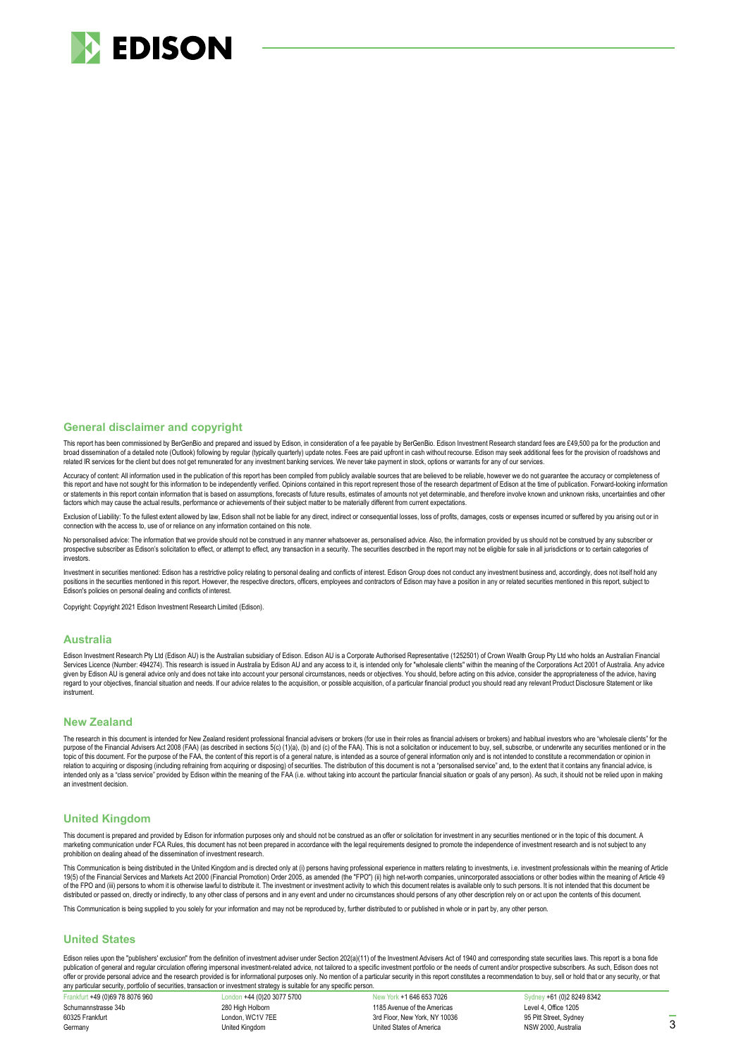## General disclaimer and copyright

This report has been commissioned by BerGenBio and prepared and issued by Edison, in consideration of a fee payable by BerGenBio. Edison Investment Research standard fees are £49,500 pa for the production and broad dissemination of a detailed note (Outlook) following by regular (typically quarterly) update notes. Fees are paid upfront in cash without recourse. Edison may seek additional fees for the provision of roadshows and related IR services for the client but does not get remunerated for any investment banking services. We never take payment in stock, options or warrants for any of our services.

Accuracy of content: All information used in the publication of this report has been compiled from publicly available sources that are believed to be reliable, however we do not guarantee the accuracy or completeness of this report and have not sought for this information to be independently verified. Opinions contained in this report represent those of the research department of Edison at the time of publication. Forward-looking information or statements in this report contain information that is based on assumptions, forecasts of future results, estimates of amounts not yet determinable, and therefore involve known and unknown risks, uncertainties and other factors which may cause the actual results, performance or achievements of their subject matter to be materially different from current expectations.

Exclusion of Liability: To the fullest extent allowed by law, Edison shall not be liable for any direct, indirect or consequential losses, loss of profits, damages, costs or expenses incurred or suffered by you arising out or in connection with the access to, use of or reliance on any information contained on this note.

No personalised advice: The information that we provide should not be construed in any manner whatsoever as, personalised advice. Also, the information provided by us should not be construed by any subscriber or prospective subscriber as Edison's solicitation to effect, or attempt to effect, any transaction in a security. The securities described in the report may not be eligible for sale in all jurisdictions or to certain categories of investors.

Investment in securities mentioned: Edison has a restrictive policy relating to personal dealing and conflicts of interest. Edison Group does not conduct any investment business and, accordingly, does not itself hold any positions in the securities mentioned in this report. However, the respective directors, officers, employees and contractors of Edison may have a position in any or related securities mentioned in this report, subject to Edison's policies on personal dealing and conflicts of interest.

Copyright: Copyright 2021 Edison Investment Research Limited (Edison).

## Australia

Edison Investment Research Pty Ltd (Edison AU) is the Australian subsidiary of Edison. Edison AU is a Corporate Authorised Representative (1252501) of Crown Wealth Group Pty Ltd who holds an Australian Financial Services Licence (Number: 494274). This research is issued in Australia by Edison AU and any access to it, is intended only for "wholesale clients" within the meaning of the Corporations Act 2001 of Australia. Any advice given by Edison AU is general advice only and does not take into account your personal circumstances, needs or objectives. You should, before acting on this advice, consider the appropriateness of the advice, having regard to your objectives, financial situation and needs. If our advice relates to the acquisition, or possible acquisition, of a particular financial product you should read any relevant Product Disclosure Statement or like instrument.

## New Zealand

The research in this document is intended for New Zealand resident professional financial advisers or brokers (for use in their roles as financial advisers or brokers) and habitual investors who are "wholesale clients" for the purpose of the Financial Advisers Act 2008 (FAA) (as described in sections 5(c) (1)(a), (b) and (c) of the FAA). This is not a solicitation or inducement to buy, sell, subscribe, or underwrite any securities mentioned or in the topic of this document. For the purpose of the FAA, the content of this report is of a general nature, is intended as a source of general information only and is not intended to constitute a recommendation or opinion in relation to acquiring or disposing (including refraining from acquiring or disposing) of securities. The distribution of this document is not a "personalised service" and, to the extent that it contains any financial advice, is intended only as a "class service" provided by Edison within the meaning of the FAA (i.e. without taking into account the particular financial situation or goals of any person). As such, it should not be relied upon in making an investment decision.

## United Kingdom

This document is prepared and provided by Edison for information purposes only and should not be construed as an offer or solicitation for investment in any securities mentioned or in the topic of this document. A marketing communication under FCA Rules, this document has not been prepared in accordance with the legal requirements designed to promote the independence of investment research and is not subject to any prohibition on dealing ahead of the dissemination of investment research.

This Communication is being distributed in the United Kingdom and is directed only at (i) persons having professional experience in matters relating to investments, i.e. investment professionals within the meaning of Article 19(5) of the Financial Services and Markets Act 2000 (Financial Promotion) Order 2005, as amended (the "FPO") (ii) high net-worth companies, unincorporated associations or other bodies within the meaning of Article 49 of the FPO and (iii) persons to whom it is otherwise lawful to distribute it. The investment or investment activity to which this document relates is available only to such persons. It is not intended that this document be distributed or passed on, directly or indirectly, to any other class of persons and in any event and under no circumstances should persons of any other description rely on or act upon the contents of this document.

This Communication is being supplied to you solely for your information and may not be reproduced by, further distributed to or published in whole or in part by, any other person.

## United States

Edison relies upon the "publishers' exclusion" from the definition of investment adviser under Section 202(a)(11) of the Investment Advisers Act of 1940 and corresponding state securities laws. This report is a bona fide publication of general and regular circulation offering impersonal investment-related advice, not tailored to a specific investment portfolio or the needs of current and/or prospective subscribers. As such, Edison does not offer or provide personal advice and the research provided is for informational purposes only. No mention of a particular security in this report constitutes a recommendation to buy, sell or hold that or any security, or that any particular security, portfolio of securities, transaction or investment strategy is suitable for any specific person.

Frankfurt +49 (0)69 78 8076 960
Schumannstrasse 34b
60325 Frankfurt
Germany

London +44 (0)20 3077 5700
280 High Holborn
London, WC1V 7EE
United Kingdom

New York +1 646 653 7026
1185 Avenue of the Americas
3rd Floor, New York, NY 10036
United States of America

Sydney +61 (0)2 8249 8342
Level 4, Office 1205
95 Pitt Street, Sydney
NSW 2000, Australia